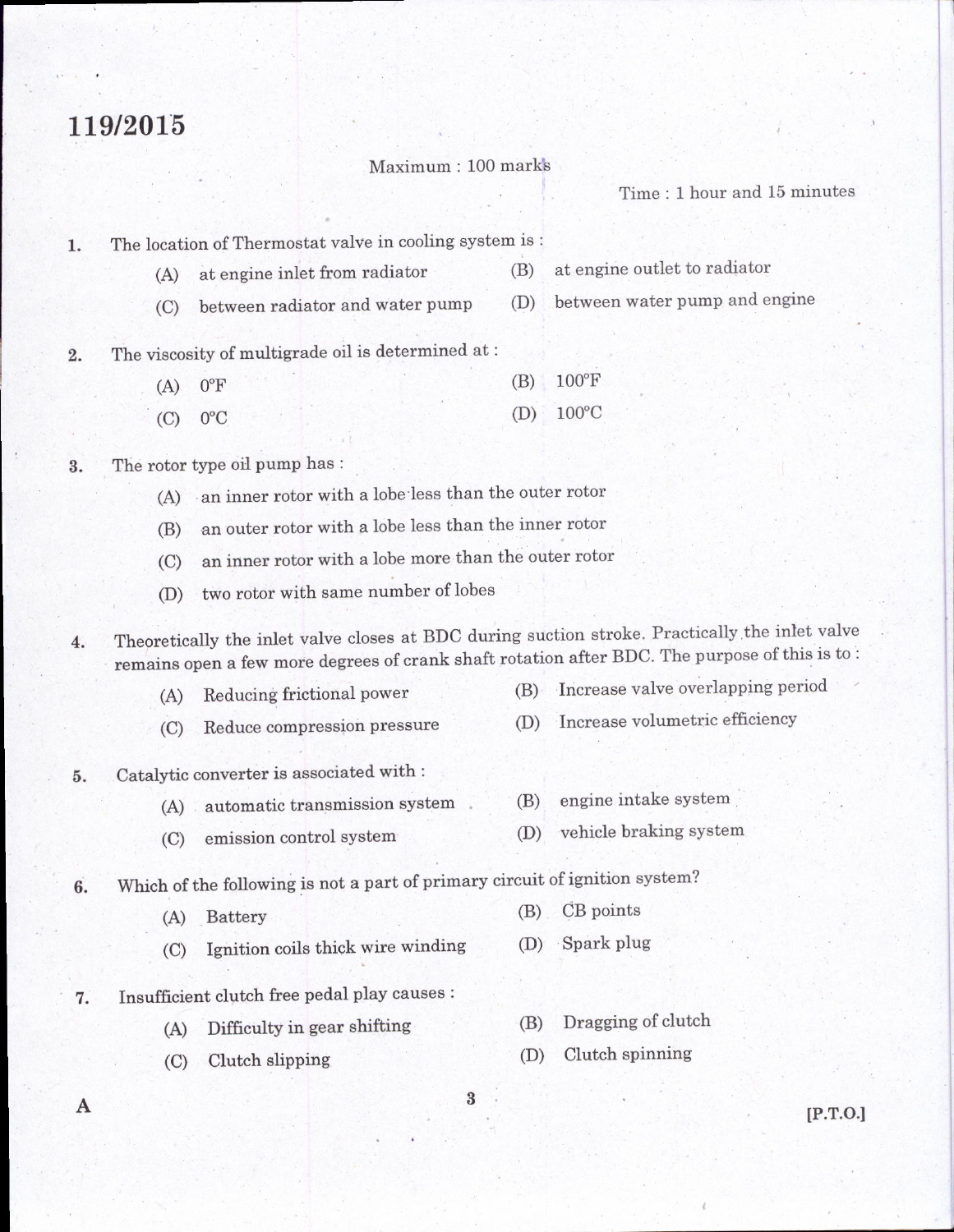# 119/2015

Maximum : 100 marks

Time : 1 hour and 15 minutes

1. The location of Thermostat valve in cooling system is :
   - (A) at engine inlet from radiator
   - (B) at engine outlet to radiator
   - (C) between radiator and water pump
   - (D) between water pump and engine

2. The viscosity of multigrade oil is determined at :
   - (A) 0°F
   - (B) 100°F
   - (C) 0°C
   - (D) 100°C

3. The rotor type oil pump has :
   - (A) an inner rotor with a lobe less than the outer rotor
   - (B) an outer rotor with a lobe less than the inner rotor
   - (C) an inner rotor with a lobe more than the outer rotor
   - (D) two rotor with same number of lobes

4. Theoretically the inlet valve closes at BDC during suction stroke. Practically the inlet valve remains open a few more degrees of crank shaft rotation after BDC. The purpose of this is to :
   - (A) Reducing frictional power
   - (B) Increase valve overlapping period
   - (C) Reduce compression pressure
   - (D) Increase volumetric efficiency

5. Catalytic converter is associated with :
   - (A) automatic transmission system
   - (B) engine intake system
   - (C) emission control system
   - (D) vehicle braking system

6. Which of the following is not a part of primary circuit of ignition system?
   - (A) Battery
   - (B) CB points
   - (C) Ignition coils thick wire winding
   - (D) Spark plug

7. Insufficient clutch free pedal play causes :
   - (A) Difficulty in gear shifting
   - (B) Dragging of clutch
   - (C) Clutch slipping
   - (D) Clutch spinning

A

[P.T.O.]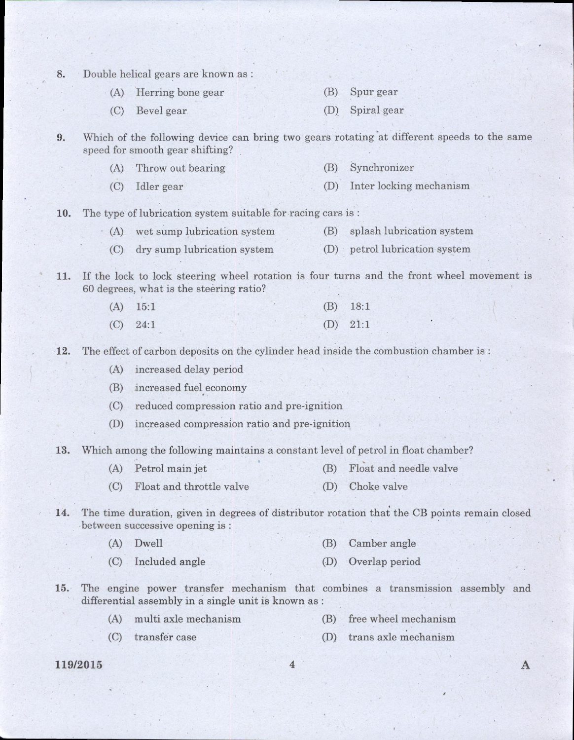8. Double helical gears are known as :

   (A) Herring bone gear (B) Spur gear

   (C) Bevel gear (D) Spiral gear

9. Which of the following device can bring two gears rotating at different speeds to the same speed for smooth gear shifting?

   (A) Throw out bearing (B) Synchronizer

   (C) Idler gear (D) Inter locking mechanism

10. The type of lubrication system suitable for racing cars is :

    (A) wet sump lubrication system (B) splash lubrication system

    (C) dry sump lubrication system (D) petrol lubrication system

11. If the lock to lock steering wheel rotation is four turns and the front wheel movement is 60 degrees, what is the steering ratio?

    (A) 15:1 (B) 18:1

    (C) 24:1 (D) 21:1

12. The effect of carbon deposits on the cylinder head inside the combustion chamber is :

    (A) increased delay period

    (B) increased fuel economy

    (C) reduced compression ratio and pre-ignition

    (D) increased compression ratio and pre-ignition

13. Which among the following maintains a constant level of petrol in float chamber?

    (A) Petrol main jet (B) Float and needle valve

    (C) Float and throttle valve (D) Choke valve

14. The time duration, given in degrees of distributor rotation that the CB points remain closed between successive opening is :

    (A) Dwell (B) Camber angle

    (C) Included angle (D) Overlap period

15. The engine power transfer mechanism that combines a transmission assembly and differential assembly in a single unit is known as :

    (A) multi axle mechanism (B) free wheel mechanism

    (C) transfer case (D) trans axle mechanism